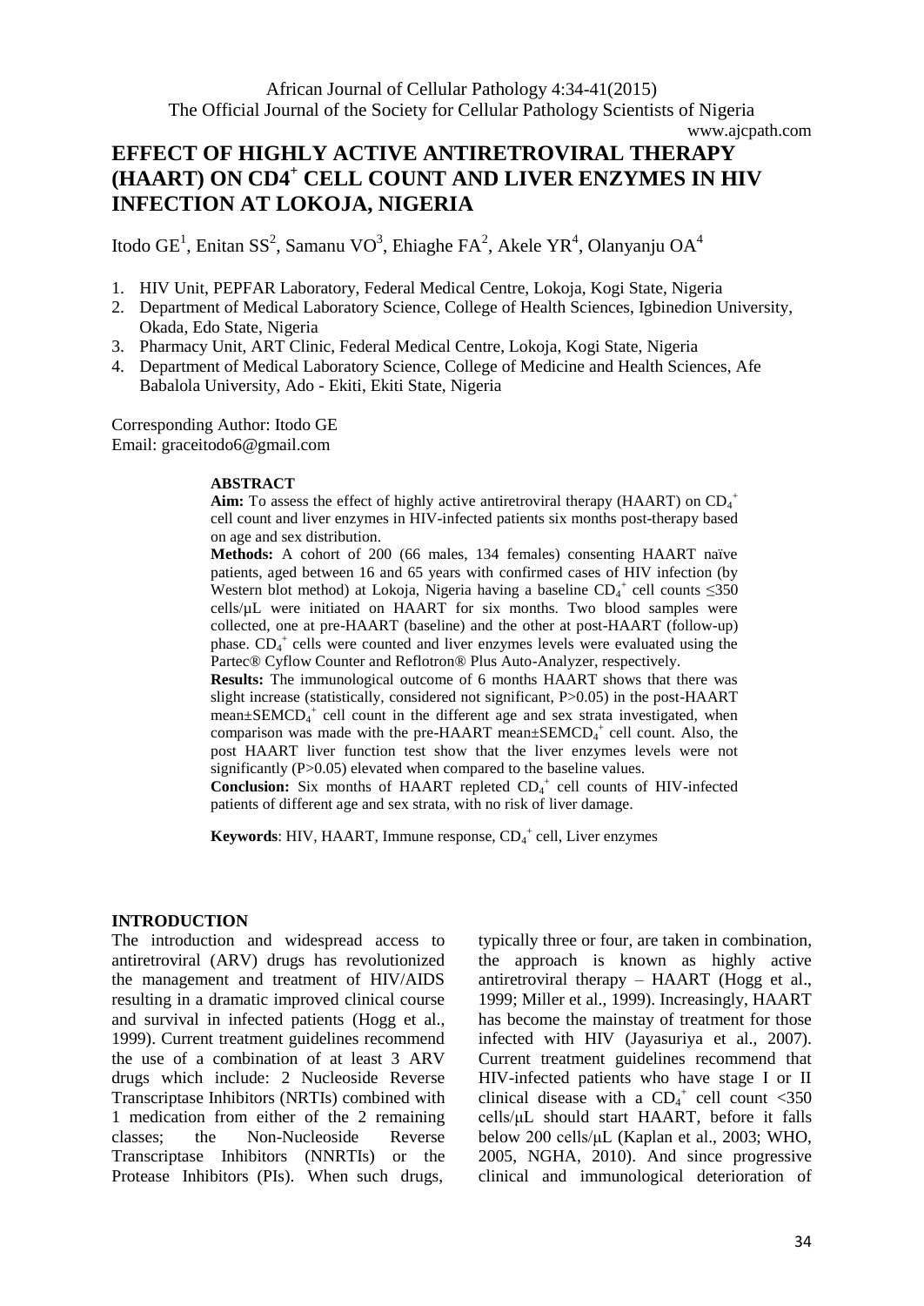African Journal of Cellular Pathology 4:34-41(2015)
The Official Journal of the Society for Cellular Pathology Scientists of Nigeria
www.ajcpath.com

# EFFECT OF HIGHLY ACTIVE ANTIRETROVIRAL THERAPY (HAART) ON CD4$^+$ CELL COUNT AND LIVER ENZYMES IN HIV INFECTION AT LOKOJA, NIGERIA

Itodo GE[1], Enitan SS[2], Samanu VO[3], Ehiaghe FA[2], Akele YR[4], Olanyanju OA[4]

1. HIV Unit, PEPFAR Laboratory, Federal Medical Centre, Lokoja, Kogi State, Nigeria
2. Department of Medical Laboratory Science, College of Health Sciences, Igbinedion University, Okada, Edo State, Nigeria
3. Pharmacy Unit, ART Clinic, Federal Medical Centre, Lokoja, Kogi State, Nigeria
4. Department of Medical Laboratory Science, College of Medicine and Health Sciences, Afe Babalola University, Ado - Ekiti, Ekiti State, Nigeria

Corresponding Author: Itodo GE
Email: graceitodo6@gmail.com

**ABSTRACT**

**Aim:** To assess the effect of highly active antiretroviral therapy (HAART) on $CD_4^+$ cell count and liver enzymes in HIV-infected patients six months post-therapy based on age and sex distribution.

**Methods:** A cohort of 200 (66 males, 134 females) consenting HAART naïve patients, aged between 16 and 65 years with confirmed cases of HIV infection (by Western blot method) at Lokoja, Nigeria having a baseline $CD_4^+$ cell counts ≤350 cells/µL were initiated on HAART for six months. Two blood samples were collected, one at pre-HAART (baseline) and the other at post-HAART (follow-up) phase. $CD_4^+$ cells were counted and liver enzymes levels were evaluated using the Partec® Cyflow Counter and Reflotron® Plus Auto-Analyzer, respectively.

**Results:** The immunological outcome of 6 months HAART shows that there was slight increase (statistically, considered not significant, P>0.05) in the post-HAART mean±SEM$CD_4^+$ cell count in the different age and sex strata investigated, when comparison was made with the pre-HAART mean±SEM$CD_4^+$ cell count. Also, the post HAART liver function test show that the liver enzymes levels were not significantly (P>0.05) elevated when compared to the baseline values.

**Conclusion:** Six months of HAART repleted $CD_4^+$ cell counts of HIV-infected patients of different age and sex strata, with no risk of liver damage.

**Keywords**: HIV, HAART, Immune response, $CD_4^+$ cell, Liver enzymes

## INTRODUCTION

The introduction and widespread access to antiretroviral (ARV) drugs has revolutionized the management and treatment of HIV/AIDS resulting in a dramatic improved clinical course and survival in infected patients (Hogg et al., 1999). Current treatment guidelines recommend the use of a combination of at least 3 ARV drugs which include: 2 Nucleoside Reverse Transcriptase Inhibitors (NRTIs) combined with 1 medication from either of the 2 remaining classes; the Non-Nucleoside Reverse Transcriptase Inhibitors (NNRTIs) or the Protease Inhibitors (PIs). When such drugs, typically three or four, are taken in combination, the approach is known as highly active antiretroviral therapy – HAART (Hogg et al., 1999; Miller et al., 1999). Increasingly, HAART has become the mainstay of treatment for those infected with HIV (Jayasuriya et al., 2007). Current treatment guidelines recommend that HIV-infected patients who have stage I or II clinical disease with a $CD_4^+$ cell count <350 cells/µL should start HAART, before it falls below 200 cells/µL (Kaplan et al., 2003; WHO, 2005, NGHA, 2010). And since progressive clinical and immunological deterioration of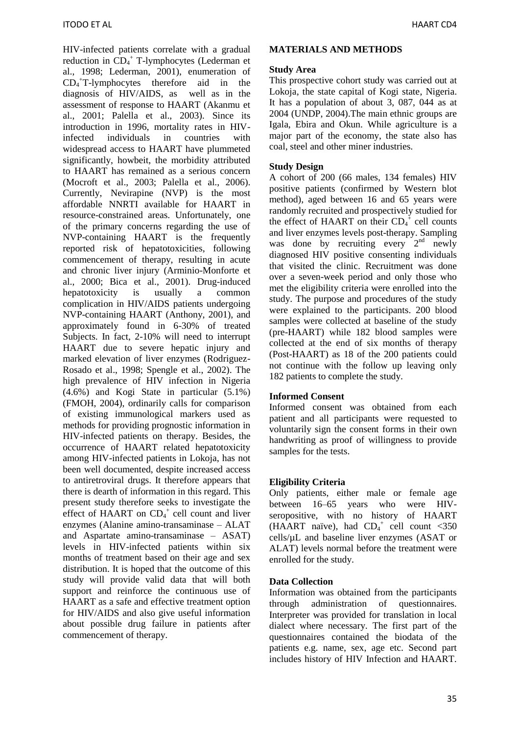HIV-infected patients correlate with a gradual reduction in $CD_4^+$ T-lymphocytes (Lederman et al., 1998; Lederman, 2001), enumeration of $CD_4^+$T-lymphocytes therefore aid in the diagnosis of HIV/AIDS, as well as in the assessment of response to HAART (Akanmu et al., 2001; Palella et al., 2003). Since its introduction in 1996, mortality rates in HIV-infected individuals in countries with widespread access to HAART have plummeted significantly, howbeit, the morbidity attributed to HAART has remained as a serious concern (Mocroft et al., 2003; Palella et al., 2006). Currently, Nevirapine (NVP) is the most affordable NNRTI available for HAART in resource-constrained areas. Unfortunately, one of the primary concerns regarding the use of NVP-containing HAART is the frequently reported risk of hepatotoxicities, following commencement of therapy, resulting in acute and chronic liver injury (Arminio-Monforte et al., 2000; Bica et al., 2001). Drug-induced hepatotoxicity is usually a common complication in HIV/AIDS patients undergoing NVP-containing HAART (Anthony, 2001), and approximately found in 6-30% of treated Subjects. In fact, 2-10% will need to interrupt HAART due to severe hepatic injury and marked elevation of liver enzymes (Rodriguez-Rosado et al., 1998; Spengle et al., 2002). The high prevalence of HIV infection in Nigeria (4.6%) and Kogi State in particular (5.1%) (FMOH, 2004), ordinarily calls for comparison of existing immunological markers used as methods for providing prognostic information in HIV-infected patients on therapy. Besides, the occurrence of HAART related hepatotoxicity among HIV-infected patients in Lokoja, has not been well documented, despite increased access to antiretroviral drugs. It therefore appears that there is dearth of information in this regard. This present study therefore seeks to investigate the effect of HAART on $CD_4^+$ cell count and liver enzymes (Alanine amino-transaminase – ALAT and Aspartate amino-transaminase – ASAT) levels in HIV-infected patients within six months of treatment based on their age and sex distribution. It is hoped that the outcome of this study will provide valid data that will both support and reinforce the continuous use of HAART as a safe and effective treatment option for HIV/AIDS and also give useful information about possible drug failure in patients after commencement of therapy.

## MATERIALS AND METHODS

### Study Area

This prospective cohort study was carried out at Lokoja, the state capital of Kogi state, Nigeria. It has a population of about 3, 087, 044 as at 2004 (UNDP, 2004).The main ethnic groups are Igala, Ebira and Okun. While agriculture is a major part of the economy, the state also has coal, steel and other miner industries.

### Study Design

A cohort of 200 (66 males, 134 females) HIV positive patients (confirmed by Western blot method), aged between 16 and 65 years were randomly recruited and prospectively studied for the effect of HAART on their $CD_4^+$ cell counts and liver enzymes levels post-therapy. Sampling was done by recruiting every 2nd newly diagnosed HIV positive consenting individuals that visited the clinic. Recruitment was done over a seven-week period and only those who met the eligibility criteria were enrolled into the study. The purpose and procedures of the study were explained to the participants. 200 blood samples were collected at baseline of the study (pre-HAART) while 182 blood samples were collected at the end of six months of therapy (Post-HAART) as 18 of the 200 patients could not continue with the follow up leaving only 182 patients to complete the study.

### Informed Consent

Informed consent was obtained from each patient and all participants were requested to voluntarily sign the consent forms in their own handwriting as proof of willingness to provide samples for the tests.

### Eligibility Criteria

Only patients, either male or female age between 16–65 years who were HIV-seropositive, with no history of HAART (HAART naïve), had $CD_4^+$ cell count <350 cells/µL and baseline liver enzymes (ASAT or ALAT) levels normal before the treatment were enrolled for the study.

### Data Collection

Information was obtained from the participants through administration of questionnaires. Interpreter was provided for translation in local dialect where necessary. The first part of the questionnaires contained the biodata of the patients e.g. name, sex, age etc. Second part includes history of HIV Infection and HAART.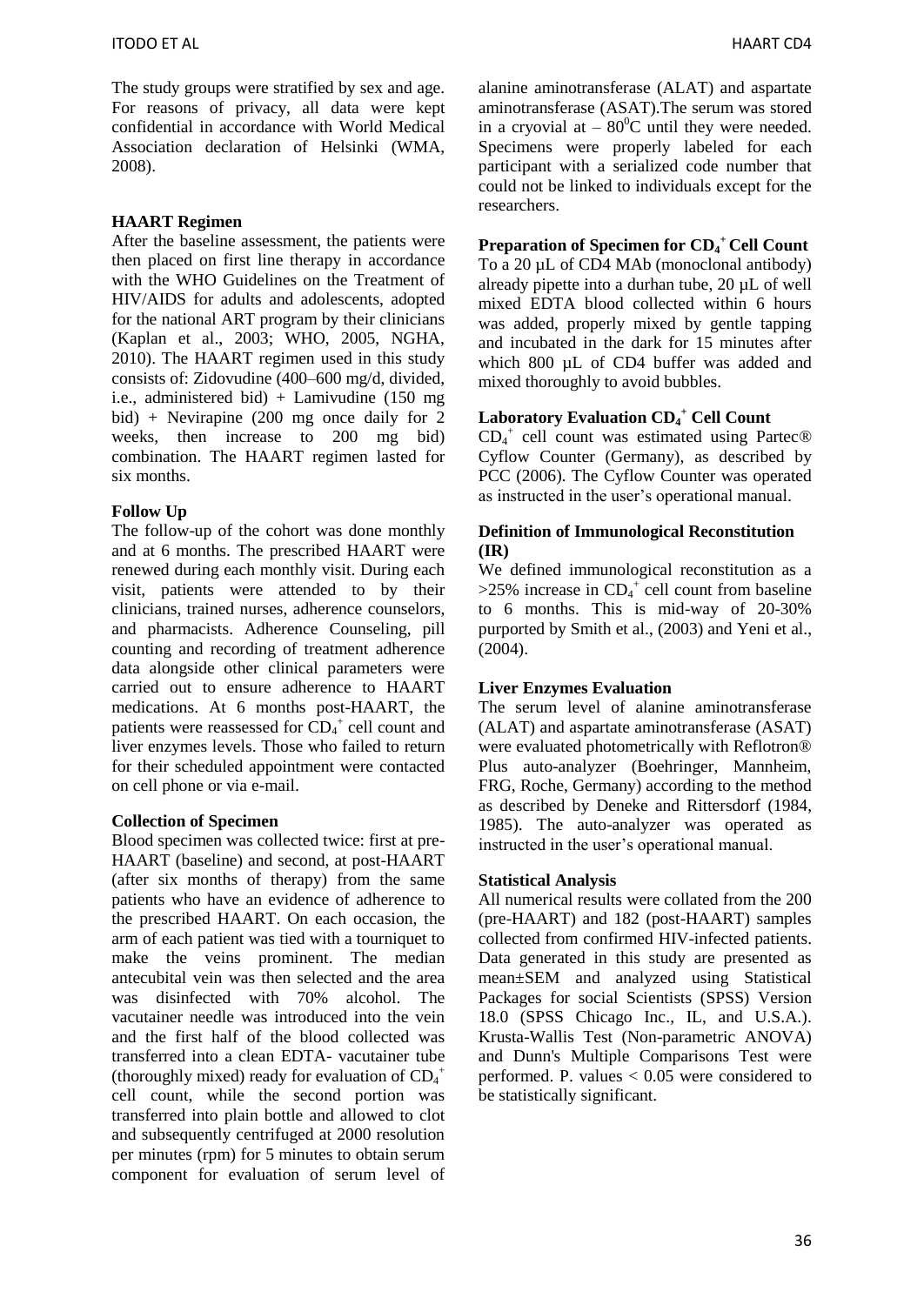The study groups were stratified by sex and age. For reasons of privacy, all data were kept confidential in accordance with World Medical Association declaration of Helsinki (WMA, 2008).

**HAART Regimen**

After the baseline assessment, the patients were then placed on first line therapy in accordance with the WHO Guidelines on the Treatment of HIV/AIDS for adults and adolescents, adopted for the national ART program by their clinicians (Kaplan et al., 2003; WHO, 2005, NGHA, 2010). The HAART regimen used in this study consists of: Zidovudine (400–600 mg/d, divided, i.e., administered bid) + Lamivudine (150 mg bid) + Nevirapine (200 mg once daily for 2 weeks, then increase to 200 mg bid) combination. The HAART regimen lasted for six months.

**Follow Up**

The follow-up of the cohort was done monthly and at 6 months. The prescribed HAART were renewed during each monthly visit. During each visit, patients were attended to by their clinicians, trained nurses, adherence counselors, and pharmacists. Adherence Counseling, pill counting and recording of treatment adherence data alongside other clinical parameters were carried out to ensure adherence to HAART medications. At 6 months post-HAART, the patients were reassessed for $CD_4^+$ cell count and liver enzymes levels. Those who failed to return for their scheduled appointment were contacted on cell phone or via e-mail.

**Collection of Specimen**

Blood specimen was collected twice: first at pre-HAART (baseline) and second, at post-HAART (after six months of therapy) from the same patients who have an evidence of adherence to the prescribed HAART. On each occasion, the arm of each patient was tied with a tourniquet to make the veins prominent. The median antecubital vein was then selected and the area was disinfected with 70% alcohol. The vacutainer needle was introduced into the vein and the first half of the blood collected was transferred into a clean EDTA- vacutainer tube (thoroughly mixed) ready for evaluation of $CD_4^+$ cell count, while the second portion was transferred into plain bottle and allowed to clot and subsequently centrifuged at 2000 resolution per minutes (rpm) for 5 minutes to obtain serum component for evaluation of serum level of alanine aminotransferase (ALAT) and aspartate aminotransferase (ASAT).The serum was stored in a cryovial at – $80^0$C until they were needed. Specimens were properly labeled for each participant with a serialized code number that could not be linked to individuals except for the researchers.

**Preparation of Specimen for $CD_4^+$ Cell Count**

To a 20 µL of CD4 MAb (monoclonal antibody) already pipette into a durhan tube, 20 µL of well mixed EDTA blood collected within 6 hours was added, properly mixed by gentle tapping and incubated in the dark for 15 minutes after which 800 µL of CD4 buffer was added and mixed thoroughly to avoid bubbles.

**Laboratory Evaluation $CD_4^+$ Cell Count**

$CD_4^+$ cell count was estimated using Partec® Cyflow Counter (Germany), as described by PCC (2006). The Cyflow Counter was operated as instructed in the user's operational manual.

**Definition of Immunological Reconstitution (IR)**

We defined immunological reconstitution as a >25% increase in $CD_4^+$ cell count from baseline to 6 months. This is mid-way of 20-30% purported by Smith et al., (2003) and Yeni et al., (2004).

**Liver Enzymes Evaluation**

The serum level of alanine aminotransferase (ALAT) and aspartate aminotransferase (ASAT) were evaluated photometrically with Reflotron® Plus auto-analyzer (Boehringer, Mannheim, FRG, Roche, Germany) according to the method as described by Deneke and Rittersdorf (1984, 1985). The auto-analyzer was operated as instructed in the user's operational manual.

**Statistical Analysis**

All numerical results were collated from the 200 (pre-HAART) and 182 (post-HAART) samples collected from confirmed HIV-infected patients. Data generated in this study are presented as mean±SEM and analyzed using Statistical Packages for social Scientists (SPSS) Version 18.0 (SPSS Chicago Inc., IL, and U.S.A.). Krusta-Wallis Test (Non-parametric ANOVA) and Dunn's Multiple Comparisons Test were performed. P. values < 0.05 were considered to be statistically significant.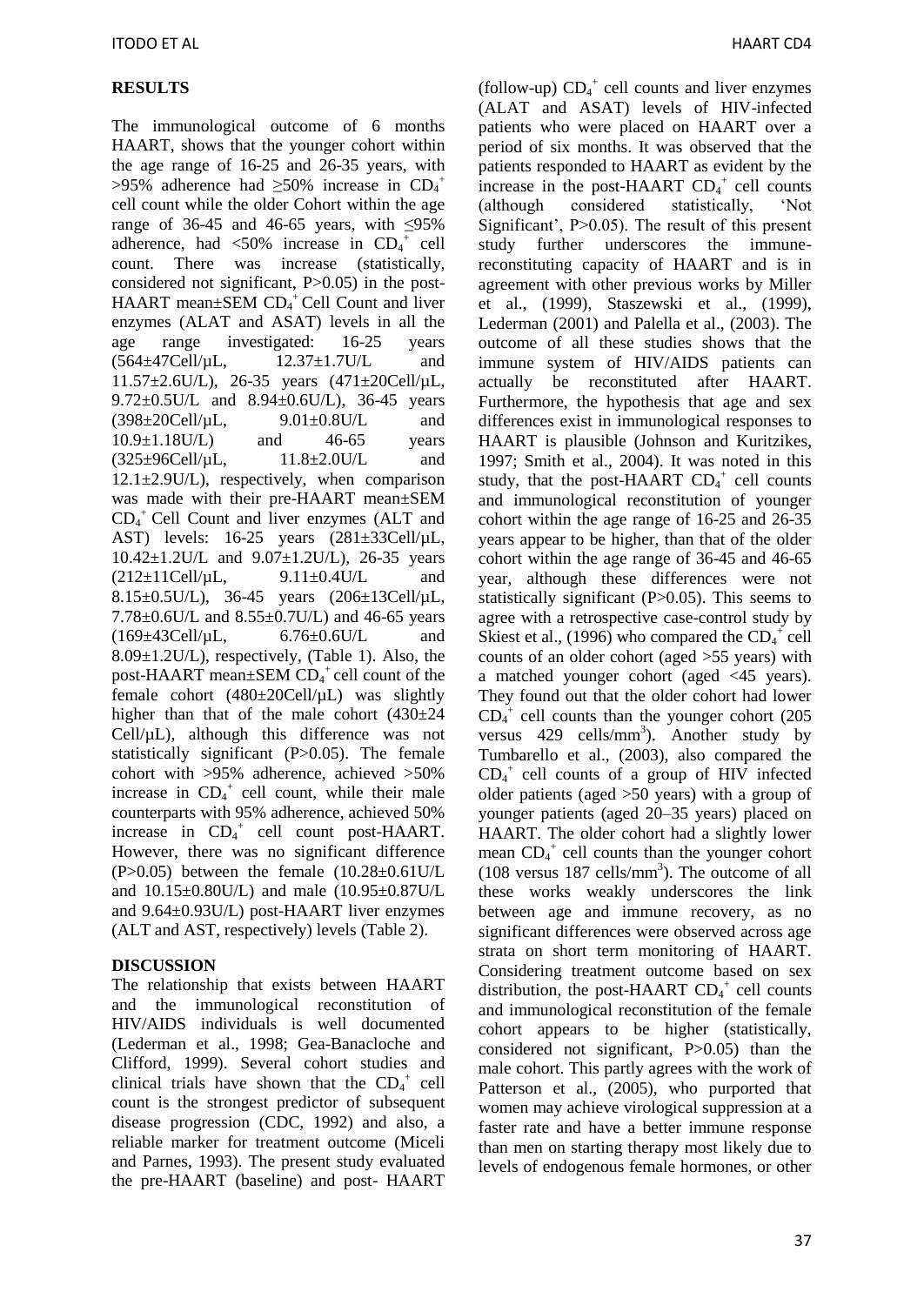## RESULTS

The immunological outcome of 6 months HAART, shows that the younger cohort within the age range of 16-25 and 26-35 years, with >95% adherence had ≥50% increase in $CD_4^+$ cell count while the older Cohort within the age range of 36-45 and 46-65 years, with ≤95% adherence, had <50% increase in $CD_4^+$ cell count. There was increase (statistically, considered not significant, P>0.05) in the post-HAART mean±SEM $CD_4^+$ Cell Count and liver enzymes (ALAT and ASAT) levels in all the age range investigated: 16-25 years (564±47Cell/µL, 12.37±1.7U/L and 11.57±2.6U/L), 26-35 years (471±20Cell/µL, 9.72±0.5U/L and 8.94±0.6U/L), 36-45 years (398±20Cell/µL, 9.01±0.8U/L and 10.9±1.18U/L) and 46-65 years (325±96Cell/µL, 11.8±2.0U/L and 12.1±2.9U/L), respectively, when comparison was made with their pre-HAART mean±SEM $CD_4^+$ Cell Count and liver enzymes (ALT and AST) levels: 16-25 years (281±33Cell/µL, 10.42±1.2U/L and 9.07±1.2U/L), 26-35 years (212±11Cell/µL, 9.11±0.4U/L and 8.15±0.5U/L), 36-45 years (206±13Cell/µL, 7.78±0.6U/L and 8.55±0.7U/L) and 46-65 years (169±43Cell/µL, 6.76±0.6U/L and 8.09±1.2U/L), respectively, (Table 1). Also, the post-HAART mean±SEM $CD_4^+$ cell count of the female cohort (480±20Cell/µL) was slightly higher than that of the male cohort (430±24 Cell/µL), although this difference was not statistically significant (P>0.05). The female cohort with >95% adherence, achieved >50% increase in $CD_4^+$ cell count, while their male counterparts with 95% adherence, achieved 50% increase in $CD_4^+$ cell count post-HAART. However, there was no significant difference (P>0.05) between the female (10.28±0.61U/L and 10.15±0.80U/L) and male (10.95±0.87U/L and 9.64±0.93U/L) post-HAART liver enzymes (ALT and AST, respectively) levels (Table 2).

## DISCUSSION

The relationship that exists between HAART and the immunological reconstitution of HIV/AIDS individuals is well documented (Lederman et al., 1998; Gea-Banacloche and Clifford, 1999). Several cohort studies and clinical trials have shown that the $CD_4^+$ cell count is the strongest predictor of subsequent disease progression (CDC, 1992) and also, a reliable marker for treatment outcome (Miceli and Parnes, 1993). The present study evaluated the pre-HAART (baseline) and post- HAART (follow-up) $CD_4^+$ cell counts and liver enzymes (ALAT and ASAT) levels of HIV-infected patients who were placed on HAART over a period of six months. It was observed that the patients responded to HAART as evident by the increase in the post-HAART $CD_4^+$ cell counts (although considered statistically, 'Not Significant', P>0.05). The result of this present study further underscores the immune-reconstituting capacity of HAART and is in agreement with other previous works by Miller et al., (1999), Staszewski et al., (1999), Lederman (2001) and Palella et al., (2003). The outcome of all these studies shows that the immune system of HIV/AIDS patients can actually be reconstituted after HAART. Furthermore, the hypothesis that age and sex differences exist in immunological responses to HAART is plausible (Johnson and Kuritzikes, 1997; Smith et al., 2004). It was noted in this study, that the post-HAART $CD_4^+$ cell counts and immunological reconstitution of younger cohort within the age range of 16-25 and 26-35 years appear to be higher, than that of the older cohort within the age range of 36-45 and 46-65 year, although these differences were not statistically significant (P>0.05). This seems to agree with a retrospective case-control study by Skiest et al., (1996) who compared the $CD_4^+$ cell counts of an older cohort (aged >55 years) with a matched younger cohort (aged <45 years). They found out that the older cohort had lower $CD_4^+$ cell counts than the younger cohort (205 versus 429 cells/mm$^3$). Another study by Tumbarello et al., (2003), also compared the $CD_4^+$ cell counts of a group of HIV infected older patients (aged >50 years) with a group of younger patients (aged 20–35 years) placed on HAART. The older cohort had a slightly lower mean $CD_4^+$ cell counts than the younger cohort (108 versus 187 cells/mm$^3$). The outcome of all these works weakly underscores the link between age and immune recovery, as no significant differences were observed across age strata on short term monitoring of HAART. Considering treatment outcome based on sex distribution, the post-HAART $CD_4^+$ cell counts and immunological reconstitution of the female cohort appears to be higher (statistically, considered not significant, P>0.05) than the male cohort. This partly agrees with the work of Patterson et al., (2005), who purported that women may achieve virological suppression at a faster rate and have a better immune response than men on starting therapy most likely due to levels of endogenous female hormones, or other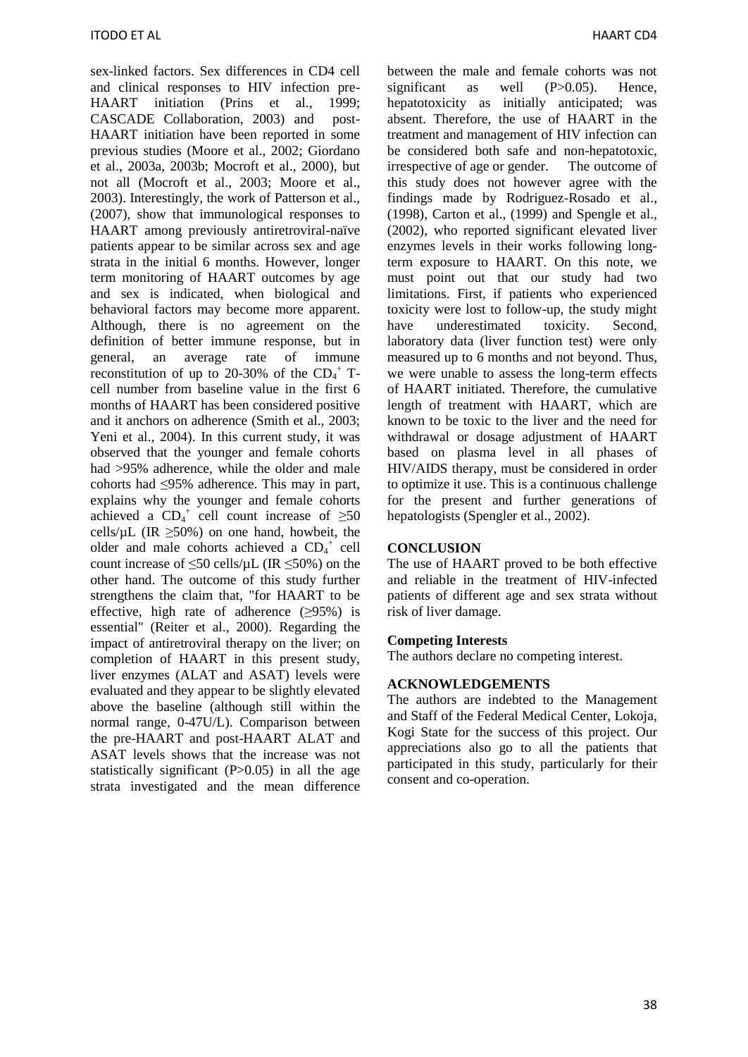sex-linked factors. Sex differences in CD4 cell and clinical responses to HIV infection pre-HAART initiation (Prins et al., 1999; CASCADE Collaboration, 2003) and post-HAART initiation have been reported in some previous studies (Moore et al., 2002; Giordano et al., 2003a, 2003b; Mocroft et al., 2000), but not all (Mocroft et al., 2003; Moore et al., 2003). Interestingly, the work of Patterson et al., (2007), show that immunological responses to HAART among previously antiretroviral-naïve patients appear to be similar across sex and age strata in the initial 6 months. However, longer term monitoring of HAART outcomes by age and sex is indicated, when biological and behavioral factors may become more apparent. Although, there is no agreement on the definition of better immune response, but in general, an average rate of immune reconstitution of up to 20-30% of the $CD_4^+$ T-cell number from baseline value in the first 6 months of HAART has been considered positive and it anchors on adherence (Smith et al., 2003; Yeni et al., 2004). In this current study, it was observed that the younger and female cohorts had >95% adherence, while the older and male cohorts had ≤95% adherence. This may in part, explains why the younger and female cohorts achieved a $CD_4^+$ cell count increase of ≥50 cells/µL (IR ≥50%) on one hand, howbeit, the older and male cohorts achieved a $CD_4^+$ cell count increase of ≤50 cells/µL (IR ≤50%) on the other hand. The outcome of this study further strengthens the claim that, "for HAART to be effective, high rate of adherence (≥95%) is essential" (Reiter et al., 2000). Regarding the impact of antiretroviral therapy on the liver; on completion of HAART in this present study, liver enzymes (ALAT and ASAT) levels were evaluated and they appear to be slightly elevated above the baseline (although still within the normal range, 0-47U/L). Comparison between the pre-HAART and post-HAART ALAT and ASAT levels shows that the increase was not statistically significant (P>0.05) in all the age strata investigated and the mean difference between the male and female cohorts was not significant as well (P>0.05). Hence, hepatotoxicity as initially anticipated; was absent. Therefore, the use of HAART in the treatment and management of HIV infection can be considered both safe and non-hepatotoxic, irrespective of age or gender. The outcome of this study does not however agree with the findings made by Rodriguez-Rosado et al., (1998), Carton et al., (1999) and Spengle et al., (2002), who reported significant elevated liver enzymes levels in their works following long-term exposure to HAART. On this note, we must point out that our study had two limitations. First, if patients who experienced toxicity were lost to follow-up, the study might have underestimated toxicity. Second, laboratory data (liver function test) were only measured up to 6 months and not beyond. Thus, we were unable to assess the long-term effects of HAART initiated. Therefore, the cumulative length of treatment with HAART, which are known to be toxic to the liver and the need for withdrawal or dosage adjustment of HAART based on plasma level in all phases of HIV/AIDS therapy, must be considered in order to optimize it use. This is a continuous challenge for the present and further generations of hepatologists (Spengler et al., 2002).

## CONCLUSION

The use of HAART proved to be both effective and reliable in the treatment of HIV-infected patients of different age and sex strata without risk of liver damage.

### Competing Interests

The authors declare no competing interest.

## ACKNOWLEDGEMENTS

The authors are indebted to the Management and Staff of the Federal Medical Center, Lokoja, Kogi State for the success of this project. Our appreciations also go to all the patients that participated in this study, particularly for their consent and co-operation.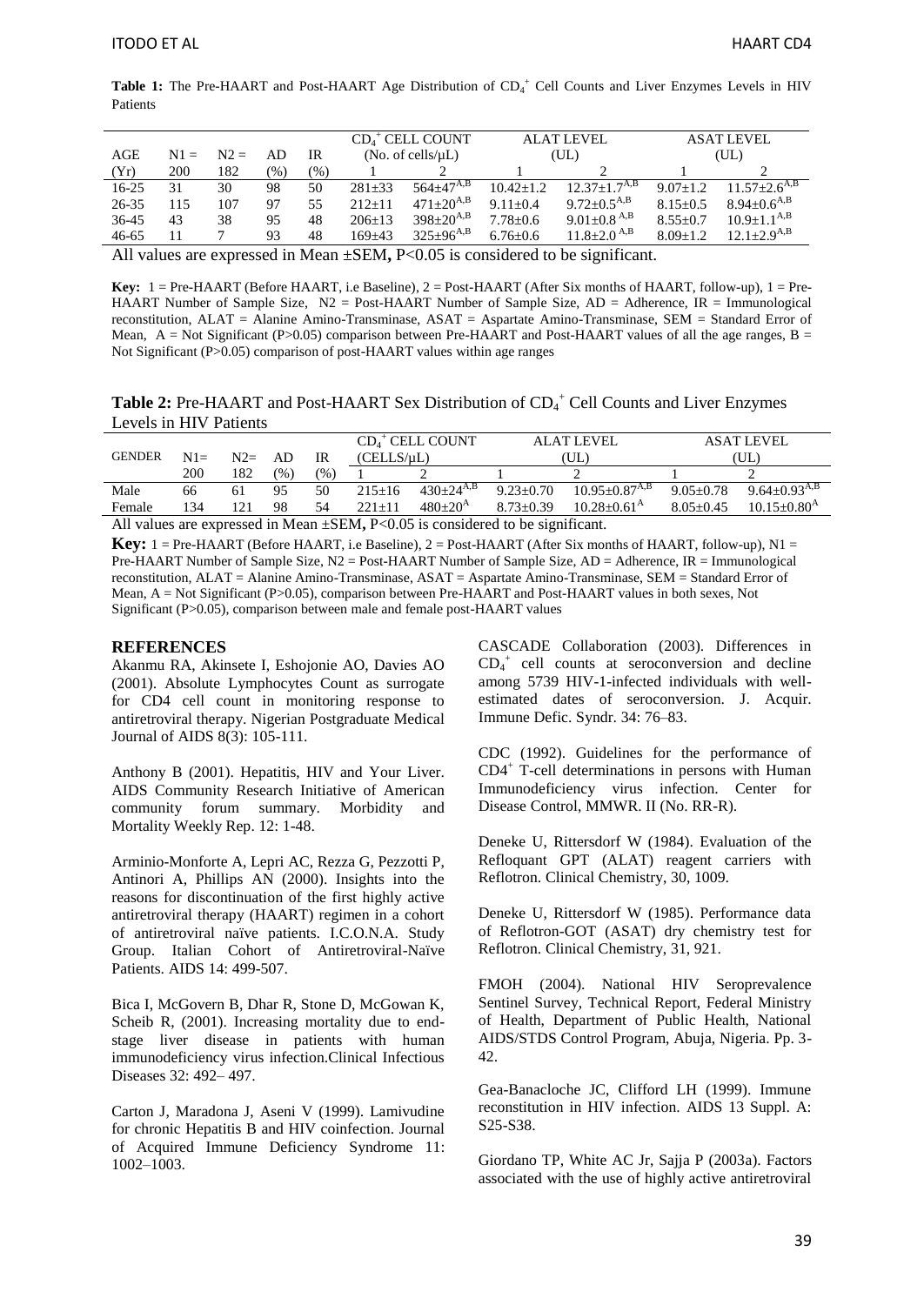**Table 1:** The Pre-HAART and Post-HAART Age Distribution of $CD_4^+$ Cell Counts and Liver Enzymes Levels in HIV Patients

| AGE | N1 = | N2 = | AD | IR | $CD_4^+$ CELL COUNT (No. of cells/µL) | | ALAT LEVEL (UL) | | ASAT LEVEL (UL) | |
|---|---|---|---|---|---|---|---|---|---|---|
| (Yr) | 200 | 182 | (%) | (%) | 1 | 2 | 1 | 2 | 1 | 2 |
| 16-25 | 31 | 30 | 98 | 50 | 281±33 | $564±47^{A,B}$ | 10.42±1.2 | $12.37±1.7^{A,B}$ | 9.07±1.2 | $11.57±2.6^{A,B}$ |
| 26-35 | 115 | 107 | 97 | 55 | 212±11 | $471±20^{A,B}$ | 9.11±0.4 | $9.72±0.5^{A,B}$ | 8.15±0.5 | $8.94±0.6^{A,B}$ |
| 36-45 | 43 | 38 | 95 | 48 | 206±13 | $398±20^{A,B}$ | 7.78±0.6 | $9.01±0.8^{A,B}$ | 8.55±0.7 | $10.9±1.1^{A,B}$ |
| 46-65 | 11 | 7 | 93 | 48 | 169±43 | $325±96^{A,B}$ | 6.76±0.6 | $11.8±2.0^{A,B}$ | 8.09±1.2 | $12.1±2.9^{A,B}$ |

All values are expressed in Mean ±SEM**,** P<0.05 is considered to be significant.

**Key:** 1 = Pre-HAART (Before HAART, i.e Baseline), 2 = Post-HAART (After Six months of HAART, follow-up), 1 = Pre-HAART Number of Sample Size, N2 = Post-HAART Number of Sample Size, AD = Adherence, IR = Immunological reconstitution, ALAT = Alanine Amino-Transminase, ASAT = Aspartate Amino-Transminase, SEM = Standard Error of Mean, A = Not Significant (P>0.05) comparison between Pre-HAART and Post-HAART values of all the age ranges, B = Not Significant (P>0.05) comparison of post-HAART values within age ranges

**Table 2:** Pre-HAART and Post-HAART Sex Distribution of $CD_4^+$ Cell Counts and Liver Enzymes Levels in HIV Patients

| GENDER | N1= | N2= | AD | IR | $CD_4^+$ CELL COUNT (CELLS/µL) | | ALAT LEVEL (UL) | | ASAT LEVEL (UL) | |
|---|---|---|---|---|---|---|---|---|---|---|
| | 200 | 182 | (%) | (%) | 1 | 2 | 1 | 2 | 1 | 2 |
| Male | 66 | 61 | 95 | 50 | 215±16 | $430±24^{A,B}$ | 9.23±0.70 | $10.95±0.87^{A,B}$ | 9.05±0.78 | $9.64±0.93^{A,B}$ |
| Female | 134 | 121 | 98 | 54 | 221±11 | $480±20^{A}$ | 8.73±0.39 | $10.28±0.61^{A}$ | 8.05±0.45 | $10.15±0.80^{A}$ |

All values are expressed in Mean ±SEM**,** P<0.05 is considered to be significant.

**Key:** 1 = Pre-HAART (Before HAART, i.e Baseline), 2 = Post-HAART (After Six months of HAART, follow-up), N1 = Pre-HAART Number of Sample Size, N2 = Post-HAART Number of Sample Size, AD = Adherence, IR = Immunological reconstitution, ALAT = Alanine Amino-Transminase, ASAT = Aspartate Amino-Transminase, SEM = Standard Error of Mean, A = Not Significant (P>0.05), comparison between Pre-HAART and Post-HAART values in both sexes, Not Significant (P>0.05), comparison between male and female post-HAART values

## REFERENCES

Akanmu RA, Akinsete I, Eshojonie AO, Davies AO (2001). Absolute Lymphocytes Count as surrogate for CD4 cell count in monitoring response to antiretroviral therapy. Nigerian Postgraduate Medical Journal of AIDS 8(3): 105-111.

Anthony B (2001). Hepatitis, HIV and Your Liver. AIDS Community Research Initiative of American community forum summary. Morbidity and Mortality Weekly Rep. 12: 1-48.

Arminio-Monforte A, Lepri AC, Rezza G, Pezzotti P, Antinori A, Phillips AN (2000). Insights into the reasons for discontinuation of the first highly active antiretroviral therapy (HAART) regimen in a cohort of antiretroviral naïve patients. I.C.O.N.A. Study Group. Italian Cohort of Antiretroviral-Naïve Patients. AIDS 14: 499-507.

Bica I, McGovern B, Dhar R, Stone D, McGowan K, Scheib R, (2001). Increasing mortality due to end-stage liver disease in patients with human immunodeficiency virus infection.Clinical Infectious Diseases 32: 492– 497.

Carton J, Maradona J, Aseni V (1999). Lamivudine for chronic Hepatitis B and HIV coinfection. Journal of Acquired Immune Deficiency Syndrome 11: 1002–1003.

CASCADE Collaboration (2003). Differences in $CD_4^+$ cell counts at seroconversion and decline among 5739 HIV-1-infected individuals with well-estimated dates of seroconversion. J. Acquir. Immune Defic. Syndr. 34: 76–83.

CDC (1992). Guidelines for the performance of $CD4^+$ T-cell determinations in persons with Human Immunodeficiency virus infection. Center for Disease Control, MMWR. II (No. RR-R).

Deneke U, Rittersdorf W (1984). Evaluation of the Refloquant GPT (ALAT) reagent carriers with Reflotron. Clinical Chemistry, 30, 1009.

Deneke U, Rittersdorf W (1985). Performance data of Reflotron-GOT (ASAT) dry chemistry test for Reflotron. Clinical Chemistry, 31, 921.

FMOH (2004). National HIV Seroprevalence Sentinel Survey, Technical Report, Federal Ministry of Health, Department of Public Health, National AIDS/STDS Control Program, Abuja, Nigeria. Pp. 3-42.

Gea-Banacloche JC, Clifford LH (1999). Immune reconstitution in HIV infection. AIDS 13 Suppl. A: S25-S38.

Giordano TP, White AC Jr, Sajja P (2003a). Factors associated with the use of highly active antiretroviral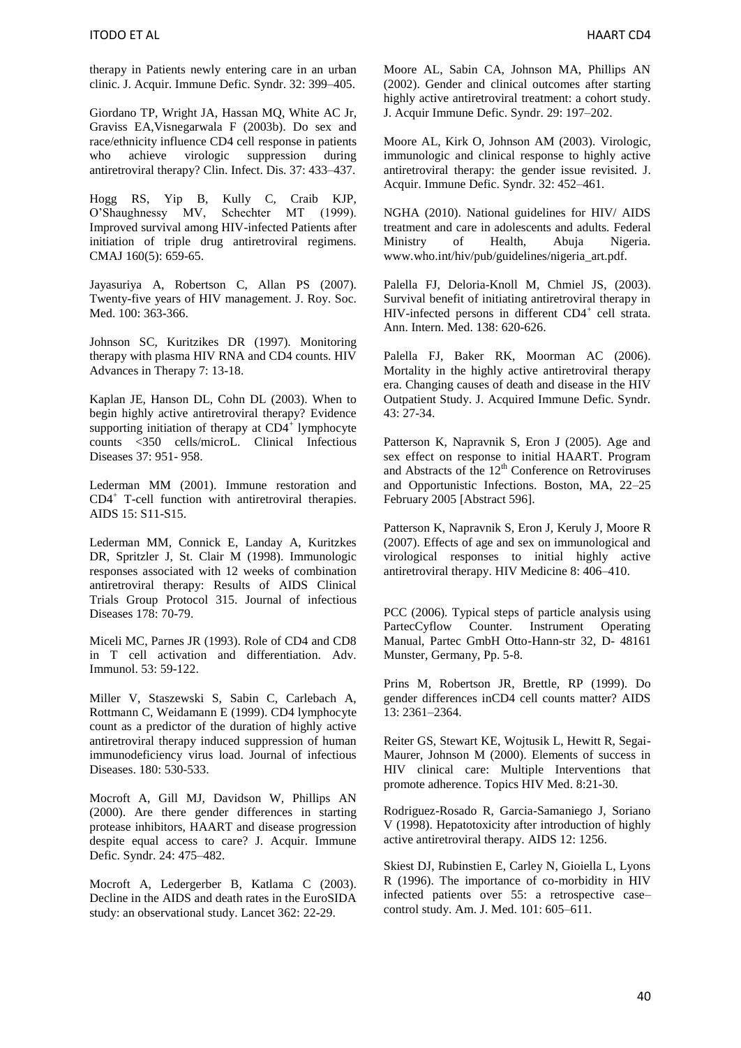therapy in Patients newly entering care in an urban clinic. J. Acquir. Immune Defic. Syndr. 32: 399–405.

Giordano TP, Wright JA, Hassan MQ, White AC Jr, Graviss EA,Visnegarwala F (2003b). Do sex and race/ethnicity influence CD4 cell response in patients who achieve virologic suppression during antiretroviral therapy? Clin. Infect. Dis. 37: 433–437.

Hogg RS, Yip B, Kully C, Craib KJP, O'Shaughnessy MV, Schechter MT (1999). Improved survival among HIV-infected Patients after initiation of triple drug antiretroviral regimens. CMAJ 160(5): 659-65.

Jayasuriya A, Robertson C, Allan PS (2007). Twenty-five years of HIV management. J. Roy. Soc. Med. 100: 363-366.

Johnson SC, Kuritzikes DR (1997). Monitoring therapy with plasma HIV RNA and CD4 counts. HIV Advances in Therapy 7: 13-18.

Kaplan JE, Hanson DL, Cohn DL (2003). When to begin highly active antiretroviral therapy? Evidence supporting initiation of therapy at $CD4^+$ lymphocyte counts <350 cells/microL. Clinical Infectious Diseases 37: 951- 958.

Lederman MM (2001). Immune restoration and $CD4^+$ T-cell function with antiretroviral therapies. AIDS 15: S11-S15.

Lederman MM, Connick E, Landay A, Kuritzkes DR, Spritzler J, St. Clair M (1998). Immunologic responses associated with 12 weeks of combination antiretroviral therapy: Results of AIDS Clinical Trials Group Protocol 315. Journal of infectious Diseases 178: 70-79.

Miceli MC, Parnes JR (1993). Role of CD4 and CD8 in T cell activation and differentiation. Adv. Immunol. 53: 59-122.

Miller V, Staszewski S, Sabin C, Carlebach A, Rottmann C, Weidamann E (1999). CD4 lymphocyte count as a predictor of the duration of highly active antiretroviral therapy induced suppression of human immunodeficiency virus load. Journal of infectious Diseases. 180: 530-533.

Mocroft A, Gill MJ, Davidson W, Phillips AN (2000). Are there gender differences in starting protease inhibitors, HAART and disease progression despite equal access to care? J. Acquir. Immune Defic. Syndr. 24: 475–482.

Mocroft A, Ledergerber B, Katlama C (2003). Decline in the AIDS and death rates in the EuroSIDA study: an observational study. Lancet 362: 22-29.

Moore AL, Sabin CA, Johnson MA, Phillips AN (2002). Gender and clinical outcomes after starting highly active antiretroviral treatment: a cohort study. J. Acquir Immune Defic. Syndr. 29: 197–202.

Moore AL, Kirk O, Johnson AM (2003). Virologic, immunologic and clinical response to highly active antiretroviral therapy: the gender issue revisited. J. Acquir. Immune Defic. Syndr. 32: 452–461.

NGHA (2010). National guidelines for HIV/ AIDS treatment and care in adolescents and adults. Federal Ministry of Health, Abuja Nigeria. www.who.int/hiv/pub/guidelines/nigeria_art.pdf.

Palella FJ, Deloria-Knoll M, Chmiel JS, (2003). Survival benefit of initiating antiretroviral therapy in HIV-infected persons in different $CD4^+$ cell strata. Ann. Intern. Med. 138: 620-626.

Palella FJ, Baker RK, Moorman AC (2006). Mortality in the highly active antiretroviral therapy era. Changing causes of death and disease in the HIV Outpatient Study. J. Acquired Immune Defic. Syndr. 43: 27-34.

Patterson K, Napravnik S, Eron J (2005). Age and sex effect on response to initial HAART. Program and Abstracts of the 12th Conference on Retroviruses and Opportunistic Infections. Boston, MA, 22–25 February 2005 [Abstract 596].

Patterson K, Napravnik S, Eron J, Keruly J, Moore R (2007). Effects of age and sex on immunological and virological responses to initial highly active antiretroviral therapy. HIV Medicine 8: 406–410.

PCC (2006). Typical steps of particle analysis using PartecCyflow Counter. Instrument Operating Manual, Partec GmbH Otto-Hann-str 32, D- 48161 Munster, Germany, Pp. 5-8.

Prins M, Robertson JR, Brettle, RP (1999). Do gender differences inCD4 cell counts matter? AIDS 13: 2361–2364.

Reiter GS, Stewart KE, Wojtusik L, Hewitt R, Segai-Maurer, Johnson M (2000). Elements of success in HIV clinical care: Multiple Interventions that promote adherence. Topics HIV Med. 8:21-30.

Rodriguez-Rosado R, Garcia-Samaniego J, Soriano V (1998). Hepatotoxicity after introduction of highly active antiretroviral therapy. AIDS 12: 1256.

Skiest DJ, Rubinstien E, Carley N, Gioiella L, Lyons R (1996). The importance of co-morbidity in HIV infected patients over 55: a retrospective case–control study. Am. J. Med. 101: 605–611.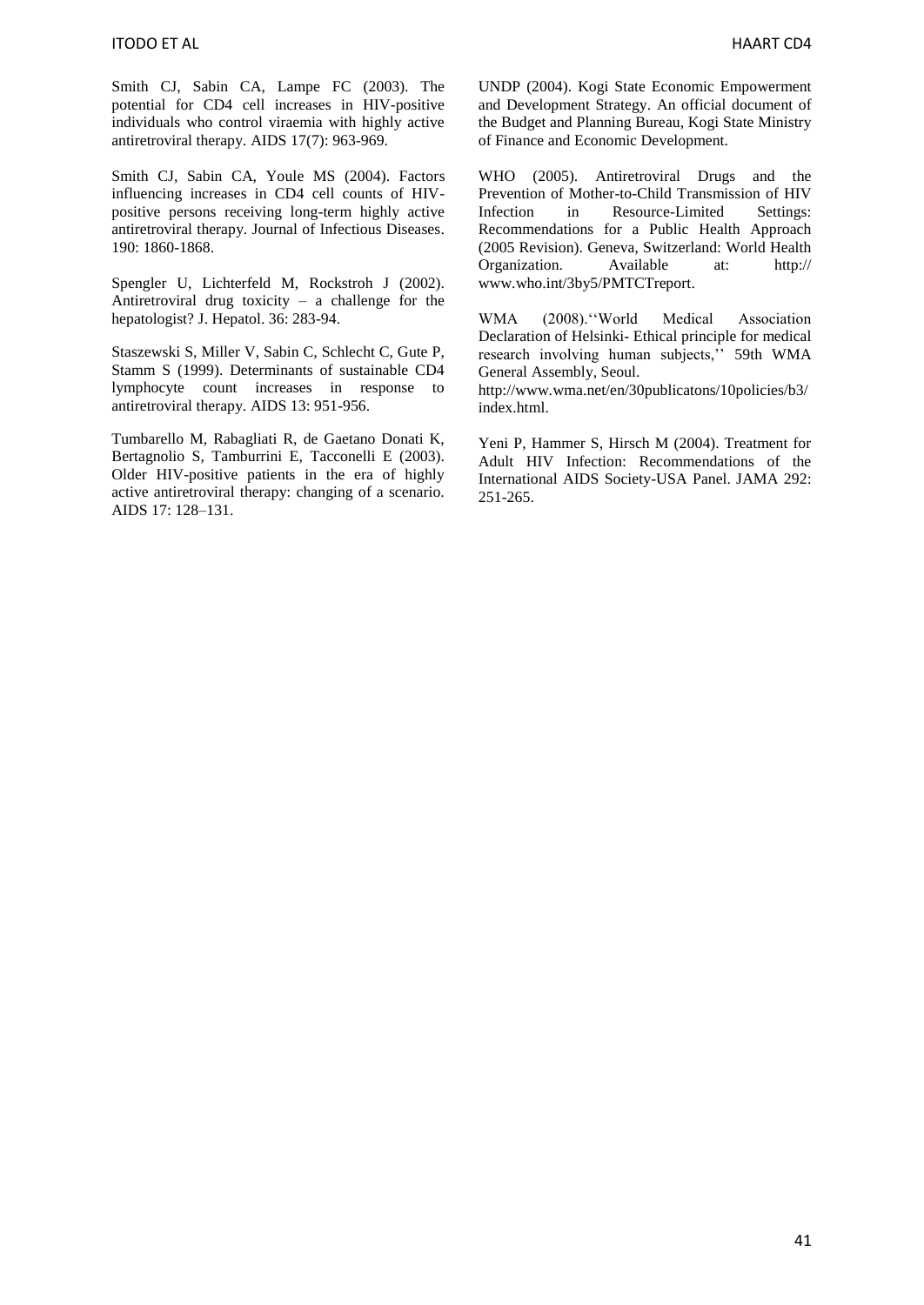Smith CJ, Sabin CA, Lampe FC (2003). The potential for CD4 cell increases in HIV-positive individuals who control viraemia with highly active antiretroviral therapy. AIDS 17(7): 963-969.

Smith CJ, Sabin CA, Youle MS (2004). Factors influencing increases in CD4 cell counts of HIV-positive persons receiving long-term highly active antiretroviral therapy. Journal of Infectious Diseases. 190: 1860-1868.

Spengler U, Lichterfeld M, Rockstroh J (2002). Antiretroviral drug toxicity – a challenge for the hepatologist? J. Hepatol. 36: 283-94.

Staszewski S, Miller V, Sabin C, Schlecht C, Gute P, Stamm S (1999). Determinants of sustainable CD4 lymphocyte count increases in response to antiretroviral therapy. AIDS 13: 951-956.

Tumbarello M, Rabagliati R, de Gaetano Donati K, Bertagnolio S, Tamburrini E, Tacconelli E (2003). Older HIV-positive patients in the era of highly active antiretroviral therapy: changing of a scenario. AIDS 17: 128–131.

UNDP (2004). Kogi State Economic Empowerment and Development Strategy. An official document of the Budget and Planning Bureau, Kogi State Ministry of Finance and Economic Development.

WHO (2005). Antiretroviral Drugs and the Prevention of Mother-to-Child Transmission of HIV Infection in Resource-Limited Settings: Recommendations for a Public Health Approach (2005 Revision). Geneva, Switzerland: World Health Organization. Available at: http:// www.who.int/3by5/PMTCTreport.

WMA (2008).''World Medical Association Declaration of Helsinki- Ethical principle for medical research involving human subjects,'' 59th WMA General Assembly, Seoul. http://www.wma.net/en/30publicatons/10policies/b3/ index.html.

Yeni P, Hammer S, Hirsch M (2004). Treatment for Adult HIV Infection: Recommendations of the International AIDS Society-USA Panel. JAMA 292: 251-265.